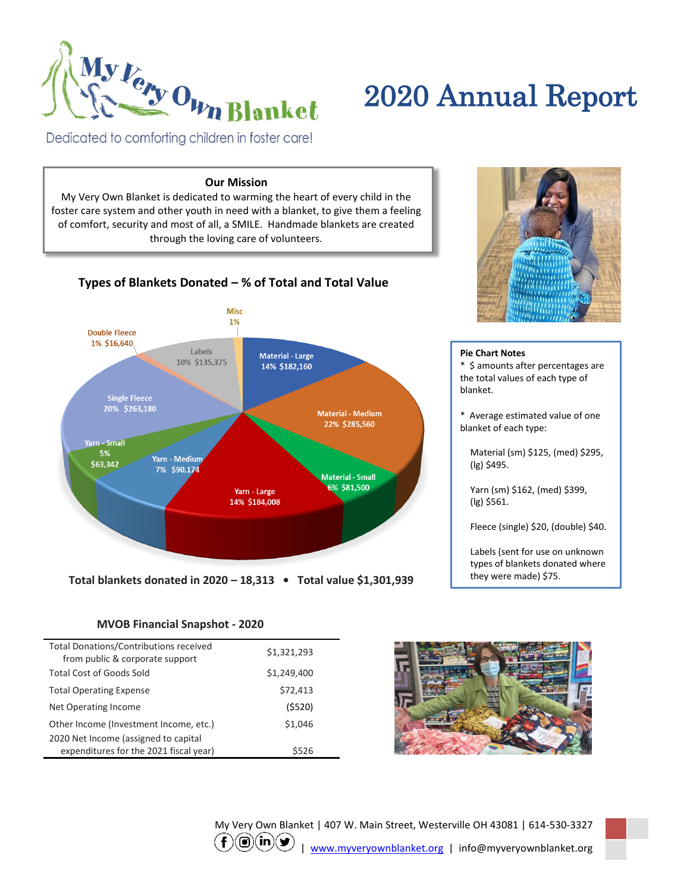# My Very Own Blanket

Dedicated to comforting children in foster care!

# 2020 Annual Report

**Our Mission**

My Very Own Blanket is dedicated to warming the heart of every child in the foster care system and other youth in need with a blanket, to give them a feeling of comfort, security and most of all, a SMILE. Handmade blankets are created through the loving care of volunteers.

## Types of Blankets Donated – % of Total and Total Value

| Type | % | Total Value |
|---|---|---|
| Material - Large | 14% | $182,160 |
| Material - Medium | 22% | $285,560 |
| Material - Small | 6% | $81,500 |
| Yarn - Large | 14% | $184,008 |
| Yarn - Medium | 7% | $90,174 |
| Yarn - Small | 5% | $63,342 |
| Single Fleece | 20% | $263,180 |
| Double Fleece | 1% | $16,640 |
| Labels | 10% | $135,375 |
| Misc | 1% | |

**Total blankets donated in 2020 – 18,313 • Total value $1,301,939**

**Pie Chart Notes**

* $ amounts after percentages are the total values of each type of blanket.

* Average estimated value of one blanket of each type:

Material (sm) $125, (med) $295, (lg) $495.

Yarn (sm) $162, (med) $399, (lg) $561.

Fleece (single) $20, (double) $40.

Labels (sent for use on unknown types of blankets donated where they were made) $75.

### MVOB Financial Snapshot - 2020

| | |
|---|---|
| Total Donations/Contributions received from public & corporate support | $1,321,293 |
| Total Cost of Goods Sold | $1,249,400 |
| Total Operating Expense | $72,413 |
| Net Operating Income | ($520) |
| Other Income (Investment Income, etc.) | $1,046 |
| 2020 Net Income (assigned to capital expenditures for the 2021 fiscal year) | $526 |

My Very Own Blanket | 407 W. Main Street, Westerville OH 43081 | 614-530-3327

| www.myveryownblanket.org | info@myveryownblanket.org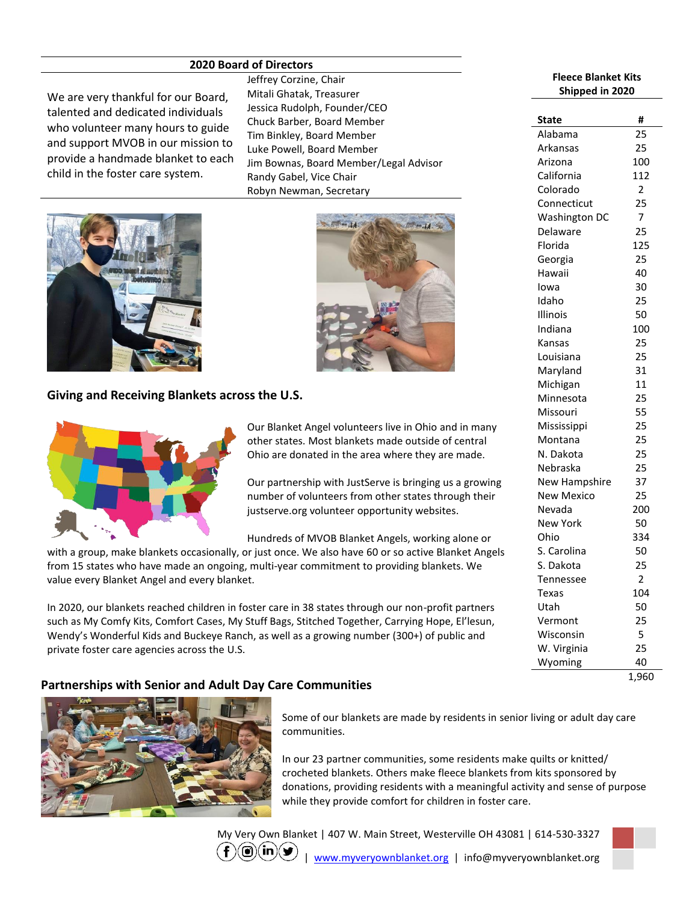## 2020 Board of Directors

We are very thankful for our Board, talented and dedicated individuals who volunteer many hours to guide and support MVOB in our mission to provide a handmade blanket to each child in the foster care system.

Jeffrey Corzine, Chair
Mitali Ghatak, Treasurer
Jessica Rudolph, Founder/CEO
Chuck Barber, Board Member
Tim Binkley, Board Member
Luke Powell, Board Member
Jim Bownas, Board Member/Legal Advisor
Randy Gabel, Vice Chair
Robyn Newman, Secretary

## Giving and Receiving Blankets across the U.S.

Our Blanket Angel volunteers live in Ohio and in many other states. Most blankets made outside of central Ohio are donated in the area where they are made.

Our partnership with JustServe is bringing us a growing number of volunteers from other states through their justserve.org volunteer opportunity websites.

Hundreds of MVOB Blanket Angels, working alone or with a group, make blankets occasionally, or just once. We also have 60 or so active Blanket Angels from 15 states who have made an ongoing, multi-year commitment to providing blankets. We value every Blanket Angel and every blanket.

In 2020, our blankets reached children in foster care in 38 states through our non-profit partners such as My Comfy Kits, Comfort Cases, My Stuff Bags, Stitched Together, Carrying Hope, El'lesun, Wendy's Wonderful Kids and Buckeye Ranch, as well as a growing number (300+) of public and private foster care agencies across the U.S.

**Fleece Blanket Kits Shipped in 2020**

| State | # |
|---|---|
| Alabama | 25 |
| Arkansas | 25 |
| Arizona | 100 |
| California | 112 |
| Colorado | 2 |
| Connecticut | 25 |
| Washington DC | 7 |
| Delaware | 25 |
| Florida | 125 |
| Georgia | 25 |
| Hawaii | 40 |
| Iowa | 30 |
| Idaho | 25 |
| Illinois | 50 |
| Indiana | 100 |
| Kansas | 25 |
| Louisiana | 25 |
| Maryland | 31 |
| Michigan | 11 |
| Minnesota | 25 |
| Missouri | 55 |
| Mississippi | 25 |
| Montana | 25 |
| N. Dakota | 25 |
| Nebraska | 25 |
| New Hampshire | 37 |
| New Mexico | 25 |
| Nevada | 200 |
| New York | 50 |
| Ohio | 334 |
| S. Carolina | 50 |
| S. Dakota | 25 |
| Tennessee | 2 |
| Texas | 104 |
| Utah | 50 |
| Vermont | 25 |
| Wisconsin | 5 |
| W. Virginia | 25 |
| Wyoming | 40 |
| | 1,960 |

## Partnerships with Senior and Adult Day Care Communities

Some of our blankets are made by residents in senior living or adult day care communities.

In our 23 partner communities, some residents make quilts or knitted/ crocheted blankets. Others make fleece blankets from kits sponsored by donations, providing residents with a meaningful activity and sense of purpose while they provide comfort for children in foster care.

My Very Own Blanket | 407 W. Main Street, Westerville OH 43081 | 614-530-3327

| www.myveryownblanket.org | info@myveryownblanket.org